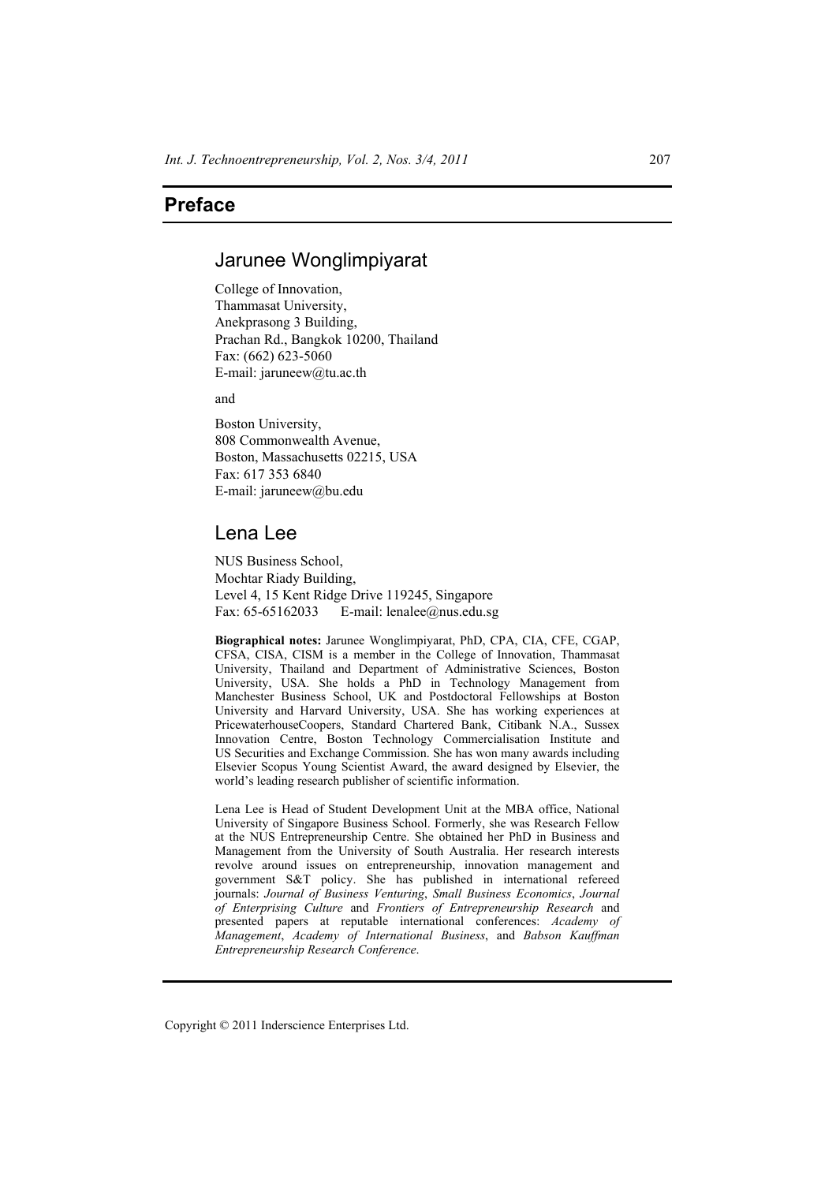# Preface

## Jarunee Wonglimpiyarat

College of Innovation,
Thammasat University,
Anekprasong 3 Building,
Prachan Rd., Bangkok 10200, Thailand
Fax: (662) 623-5060
E-mail: jaruneew@tu.ac.th

and

Boston University,
808 Commonwealth Avenue,
Boston, Massachusetts 02215, USA
Fax: 617 353 6840
E-mail: jaruneew@bu.edu

## Lena Lee

NUS Business School,
Mochtar Riady Building,
Level 4, 15 Kent Ridge Drive 119245, Singapore
Fax: 65-65162033 E-mail: lenalee@nus.edu.sg

**Biographical notes:** Jarunee Wonglimpiyarat, PhD, CPA, CIA, CFE, CGAP, CFSA, CISA, CISM is a member in the College of Innovation, Thammasat University, Thailand and Department of Administrative Sciences, Boston University, USA. She holds a PhD in Technology Management from Manchester Business School, UK and Postdoctoral Fellowships at Boston University and Harvard University, USA. She has working experiences at PricewaterhouseCoopers, Standard Chartered Bank, Citibank N.A., Sussex Innovation Centre, Boston Technology Commercialisation Institute and US Securities and Exchange Commission. She has won many awards including Elsevier Scopus Young Scientist Award, the award designed by Elsevier, the world's leading research publisher of scientific information.

Lena Lee is Head of Student Development Unit at the MBA office, National University of Singapore Business School. Formerly, she was Research Fellow at the NUS Entrepreneurship Centre. She obtained her PhD in Business and Management from the University of South Australia. Her research interests revolve around issues on entrepreneurship, innovation management and government S&T policy. She has published in international refereed journals: *Journal of Business Venturing*, *Small Business Economics*, *Journal of Enterprising Culture* and *Frontiers of Entrepreneurship Research* and presented papers at reputable international conferences: *Academy of Management*, *Academy of International Business*, and *Babson Kauffman Entrepreneurship Research Conference*.

Copyright © 2011 Inderscience Enterprises Ltd.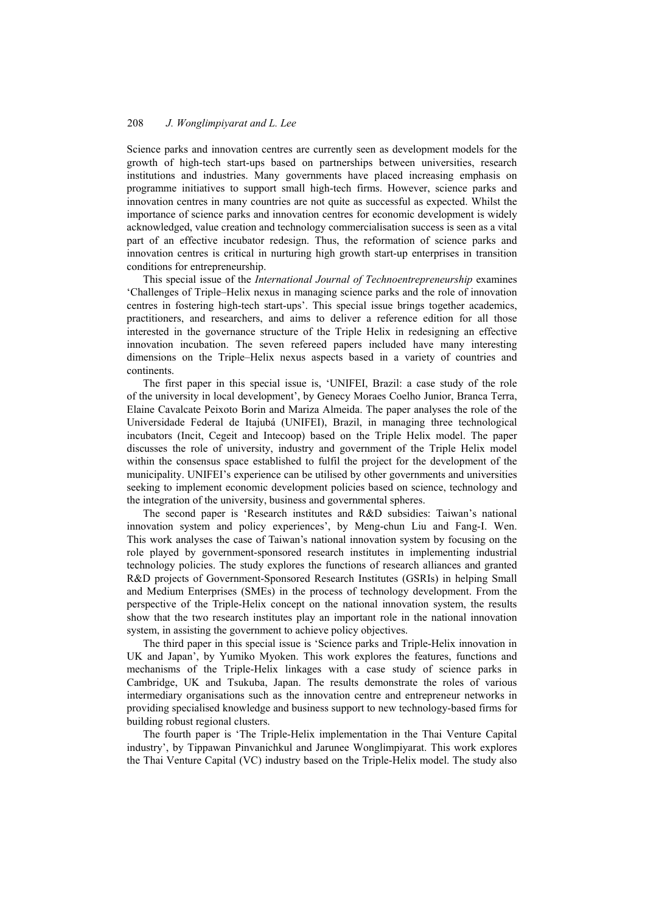Science parks and innovation centres are currently seen as development models for the growth of high-tech start-ups based on partnerships between universities, research institutions and industries. Many governments have placed increasing emphasis on programme initiatives to support small high-tech firms. However, science parks and innovation centres in many countries are not quite as successful as expected. Whilst the importance of science parks and innovation centres for economic development is widely acknowledged, value creation and technology commercialisation success is seen as a vital part of an effective incubator redesign. Thus, the reformation of science parks and innovation centres is critical in nurturing high growth start-up enterprises in transition conditions for entrepreneurship.

This special issue of the *International Journal of Technoentrepreneurship* examines 'Challenges of Triple–Helix nexus in managing science parks and the role of innovation centres in fostering high-tech start-ups'. This special issue brings together academics, practitioners, and researchers, and aims to deliver a reference edition for all those interested in the governance structure of the Triple Helix in redesigning an effective innovation incubation. The seven refereed papers included have many interesting dimensions on the Triple–Helix nexus aspects based in a variety of countries and continents.

The first paper in this special issue is, 'UNIFEI, Brazil: a case study of the role of the university in local development', by Genecy Moraes Coelho Junior, Branca Terra, Elaine Cavalcate Peixoto Borin and Mariza Almeida. The paper analyses the role of the Universidade Federal de Itajubá (UNIFEI), Brazil, in managing three technological incubators (Incit, Cegeit and Intecoop) based on the Triple Helix model. The paper discusses the role of university, industry and government of the Triple Helix model within the consensus space established to fulfil the project for the development of the municipality. UNIFEI's experience can be utilised by other governments and universities seeking to implement economic development policies based on science, technology and the integration of the university, business and governmental spheres.

The second paper is 'Research institutes and R&D subsidies: Taiwan's national innovation system and policy experiences', by Meng-chun Liu and Fang-I. Wen. This work analyses the case of Taiwan's national innovation system by focusing on the role played by government-sponsored research institutes in implementing industrial technology policies. The study explores the functions of research alliances and granted R&D projects of Government-Sponsored Research Institutes (GSRIs) in helping Small and Medium Enterprises (SMEs) in the process of technology development. From the perspective of the Triple-Helix concept on the national innovation system, the results show that the two research institutes play an important role in the national innovation system, in assisting the government to achieve policy objectives.

The third paper in this special issue is 'Science parks and Triple-Helix innovation in UK and Japan', by Yumiko Myoken. This work explores the features, functions and mechanisms of the Triple-Helix linkages with a case study of science parks in Cambridge, UK and Tsukuba, Japan. The results demonstrate the roles of various intermediary organisations such as the innovation centre and entrepreneur networks in providing specialised knowledge and business support to new technology-based firms for building robust regional clusters.

The fourth paper is 'The Triple-Helix implementation in the Thai Venture Capital industry', by Tippawan Pinvanichkul and Jarunee Wonglimpiyarat. This work explores the Thai Venture Capital (VC) industry based on the Triple-Helix model. The study also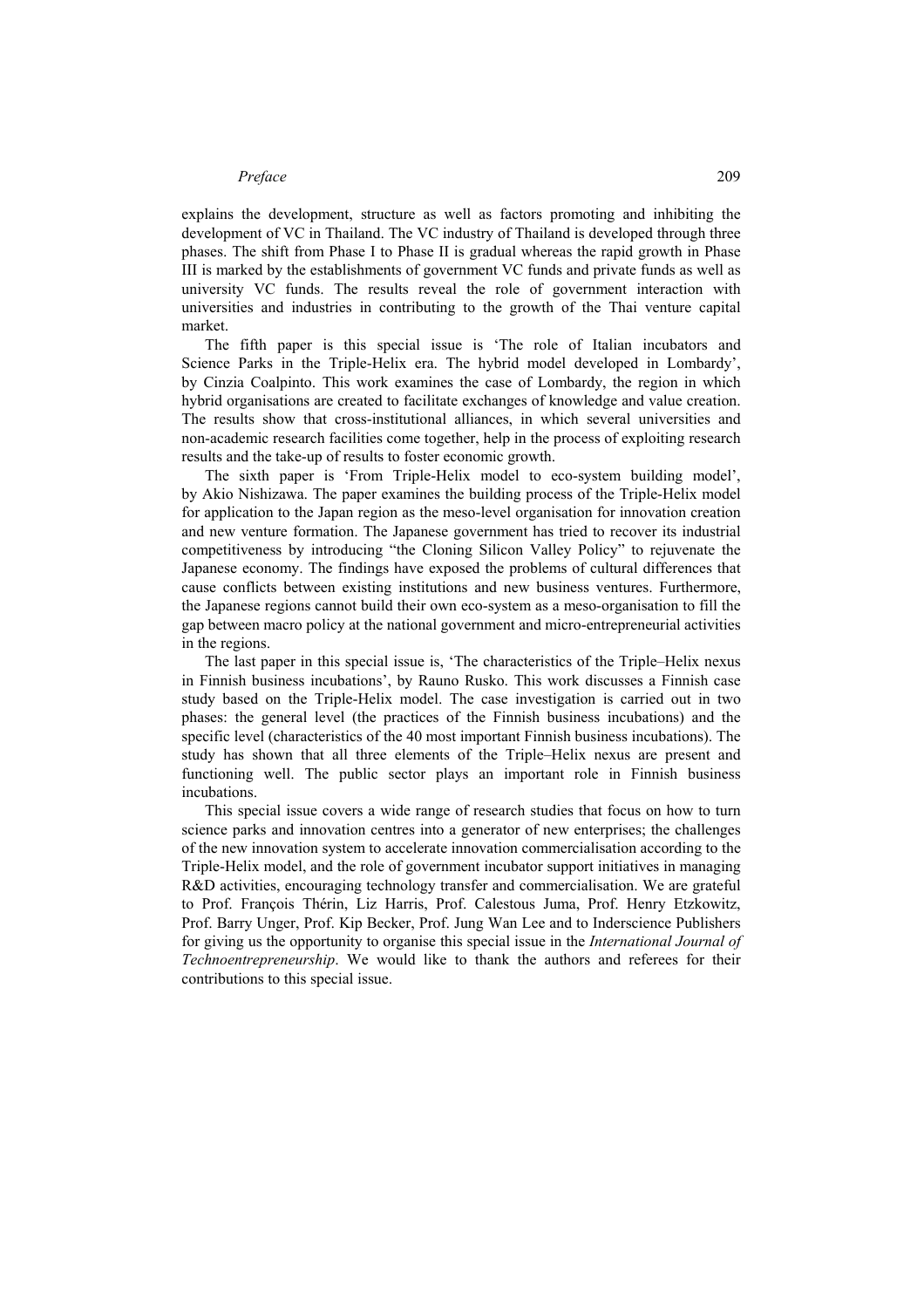explains the development, structure as well as factors promoting and inhibiting the development of VC in Thailand. The VC industry of Thailand is developed through three phases. The shift from Phase I to Phase II is gradual whereas the rapid growth in Phase III is marked by the establishments of government VC funds and private funds as well as university VC funds. The results reveal the role of government interaction with universities and industries in contributing to the growth of the Thai venture capital market.

The fifth paper is this special issue is 'The role of Italian incubators and Science Parks in the Triple-Helix era. The hybrid model developed in Lombardy', by Cinzia Coalpinto. This work examines the case of Lombardy, the region in which hybrid organisations are created to facilitate exchanges of knowledge and value creation. The results show that cross-institutional alliances, in which several universities and non-academic research facilities come together, help in the process of exploiting research results and the take-up of results to foster economic growth.

The sixth paper is 'From Triple-Helix model to eco-system building model', by Akio Nishizawa. The paper examines the building process of the Triple-Helix model for application to the Japan region as the meso-level organisation for innovation creation and new venture formation. The Japanese government has tried to recover its industrial competitiveness by introducing "the Cloning Silicon Valley Policy" to rejuvenate the Japanese economy. The findings have exposed the problems of cultural differences that cause conflicts between existing institutions and new business ventures. Furthermore, the Japanese regions cannot build their own eco-system as a meso-organisation to fill the gap between macro policy at the national government and micro-entrepreneurial activities in the regions.

The last paper in this special issue is, 'The characteristics of the Triple–Helix nexus in Finnish business incubations', by Rauno Rusko. This work discusses a Finnish case study based on the Triple-Helix model. The case investigation is carried out in two phases: the general level (the practices of the Finnish business incubations) and the specific level (characteristics of the 40 most important Finnish business incubations). The study has shown that all three elements of the Triple–Helix nexus are present and functioning well. The public sector plays an important role in Finnish business incubations.

This special issue covers a wide range of research studies that focus on how to turn science parks and innovation centres into a generator of new enterprises; the challenges of the new innovation system to accelerate innovation commercialisation according to the Triple-Helix model, and the role of government incubator support initiatives in managing R&D activities, encouraging technology transfer and commercialisation. We are grateful to Prof. François Thérin, Liz Harris, Prof. Calestous Juma, Prof. Henry Etzkowitz, Prof. Barry Unger, Prof. Kip Becker, Prof. Jung Wan Lee and to Inderscience Publishers for giving us the opportunity to organise this special issue in the *International Journal of Technoentrepreneurship*. We would like to thank the authors and referees for their contributions to this special issue.